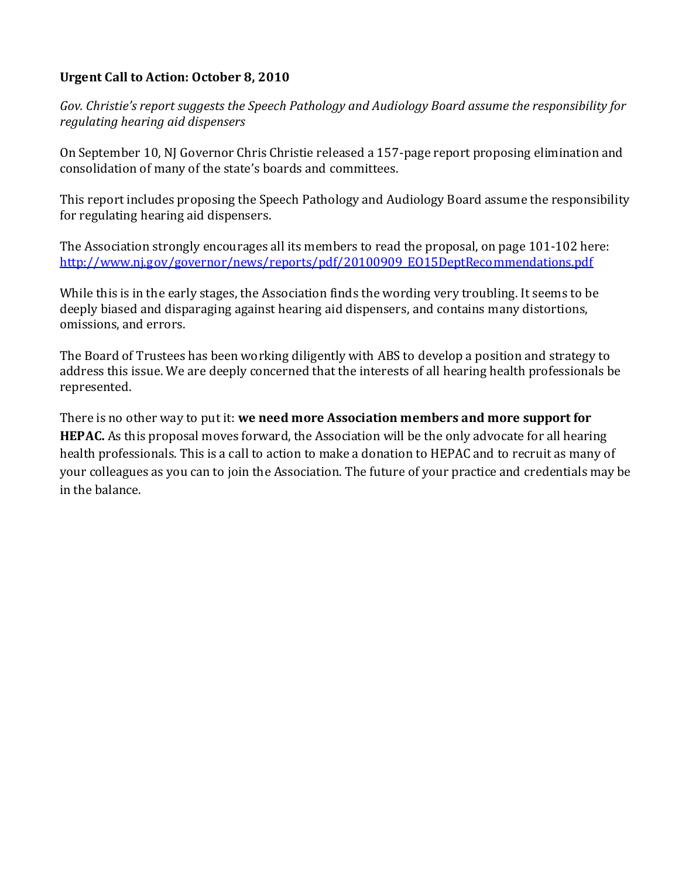**Urgent Call to Action: October 8, 2010**

*Gov. Christie's report suggests the Speech Pathology and Audiology Board assume the responsibility for regulating hearing aid dispensers*

On September 10, NJ Governor Chris Christie released a 157-page report proposing elimination and consolidation of many of the state's boards and committees.

This report includes proposing the Speech Pathology and Audiology Board assume the responsibility for regulating hearing aid dispensers.

The Association strongly encourages all its members to read the proposal, on page 101-102 here: [http://www.nj.gov/governor/news/reports/pdf/20100909_EO15DeptRecommendations.pdf](http://www.nj.gov/governor/news/reports/pdf/20100909_EO15DeptRecommendations.pdf)

While this is in the early stages, the Association finds the wording very troubling. It seems to be deeply biased and disparaging against hearing aid dispensers, and contains many distortions, omissions, and errors.

The Board of Trustees has been working diligently with ABS to develop a position and strategy to address this issue. We are deeply concerned that the interests of all hearing health professionals be represented.

There is no other way to put it: **we need more Association members and more support for HEPAC.** As this proposal moves forward, the Association will be the only advocate for all hearing health professionals. This is a call to action to make a donation to HEPAC and to recruit as many of your colleagues as you can to join the Association. The future of your practice and credentials may be in the balance.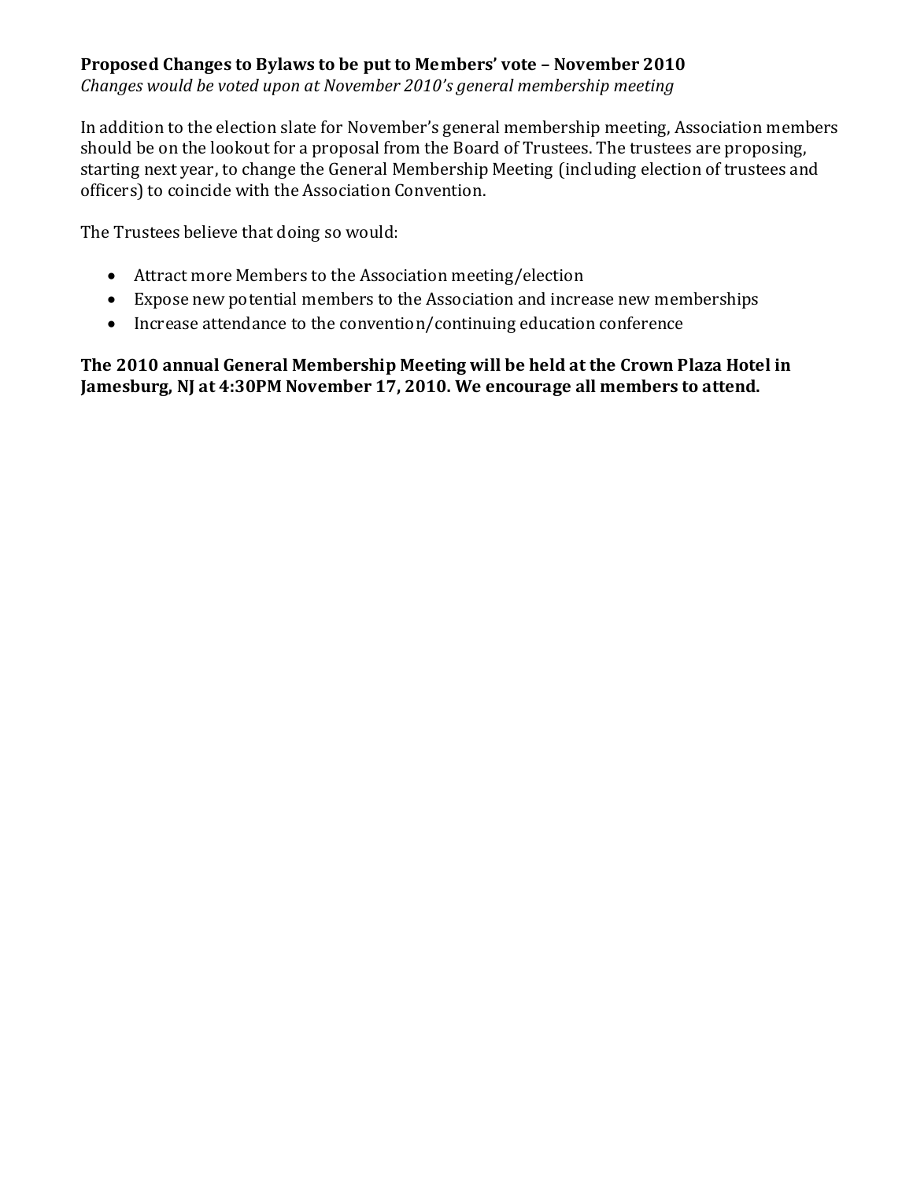**Proposed Changes to Bylaws to be put to Members' vote – November 2010**

*Changes would be voted upon at November 2010's general membership meeting*

In addition to the election slate for November's general membership meeting, Association members should be on the lookout for a proposal from the Board of Trustees. The trustees are proposing, starting next year, to change the General Membership Meeting (including election of trustees and officers) to coincide with the Association Convention.

The Trustees believe that doing so would:

- Attract more Members to the Association meeting/election
- Expose new potential members to the Association and increase new memberships
- Increase attendance to the convention/continuing education conference

**The 2010 annual General Membership Meeting will be held at the Crown Plaza Hotel in Jamesburg, NJ at 4:30PM November 17, 2010. We encourage all members to attend.**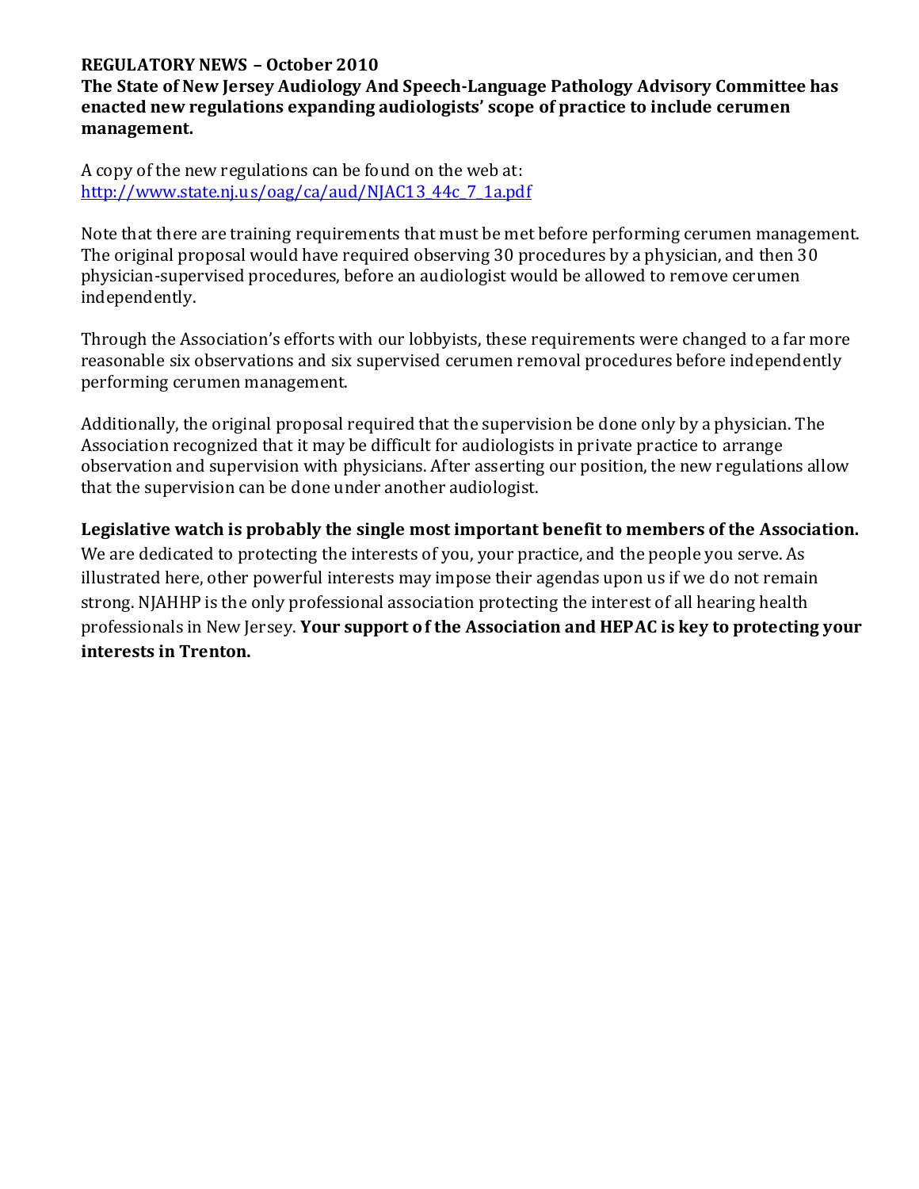**REGULATORY NEWS – October 2010**

**The State of New Jersey Audiology And Speech-Language Pathology Advisory Committee has enacted new regulations expanding audiologists' scope of practice to include cerumen management.**

A copy of the new regulations can be found on the web at: [http://www.state.nj.us/oag/ca/aud/NJAC13_44c_7_1a.pdf](http://www.state.nj.us/oag/ca/aud/NJAC13_44c_7_1a.pdf)

Note that there are training requirements that must be met before performing cerumen management. The original proposal would have required observing 30 procedures by a physician, and then 30 physician-supervised procedures, before an audiologist would be allowed to remove cerumen independently.

Through the Association's efforts with our lobbyists, these requirements were changed to a far more reasonable six observations and six supervised cerumen removal procedures before independently performing cerumen management.

Additionally, the original proposal required that the supervision be done only by a physician. The Association recognized that it may be difficult for audiologists in private practice to arrange observation and supervision with physicians. After asserting our position, the new regulations allow that the supervision can be done under another audiologist.

**Legislative watch is probably the single most important benefit to members of the Association.** We are dedicated to protecting the interests of you, your practice, and the people you serve. As illustrated here, other powerful interests may impose their agendas upon us if we do not remain strong. NJAHHP is the only professional association protecting the interest of all hearing health professionals in New Jersey. **Your support of the Association and HEPAC is key to protecting your interests in Trenton.**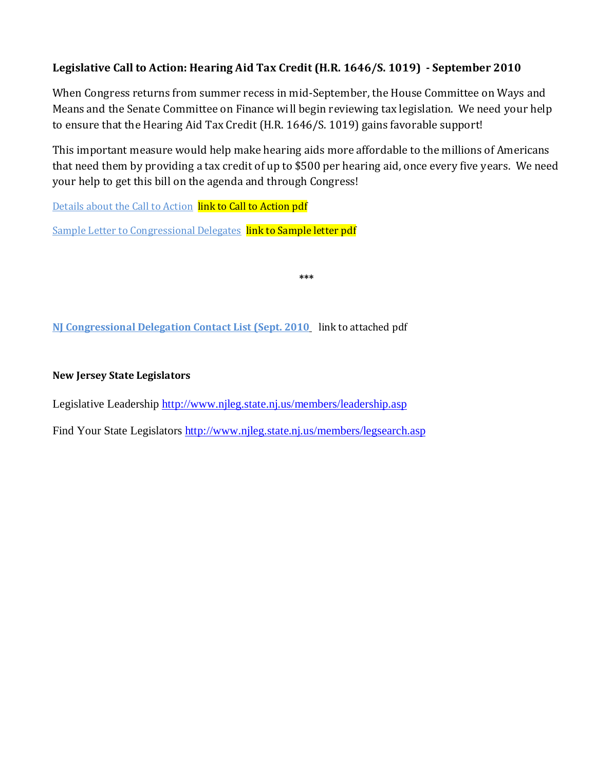**Legislative Call to Action: Hearing Aid Tax Credit (H.R. 1646/S. 1019) - September 2010**

When Congress returns from summer recess in mid-September, the House Committee on Ways and Means and the Senate Committee on Finance will begin reviewing tax legislation. We need your help to ensure that the Hearing Aid Tax Credit (H.R. 1646/S. 1019) gains favorable support!

This important measure would help make hearing aids more affordable to the millions of Americans that need them by providing a tax credit of up to $500 per hearing aid, once every five years. We need your help to get this bill on the agenda and through Congress!

Details about the Call to Action link to Call to Action pdf

Sample Letter to Congressional Delegates link to Sample letter pdf

***

**NJ Congressional Delegation Contact List (Sept. 2010** link to attached pdf

**New Jersey State Legislators**

Legislative Leadership http://www.njleg.state.nj.us/members/leadership.asp

Find Your State Legislators http://www.njleg.state.nj.us/members/legsearch.asp